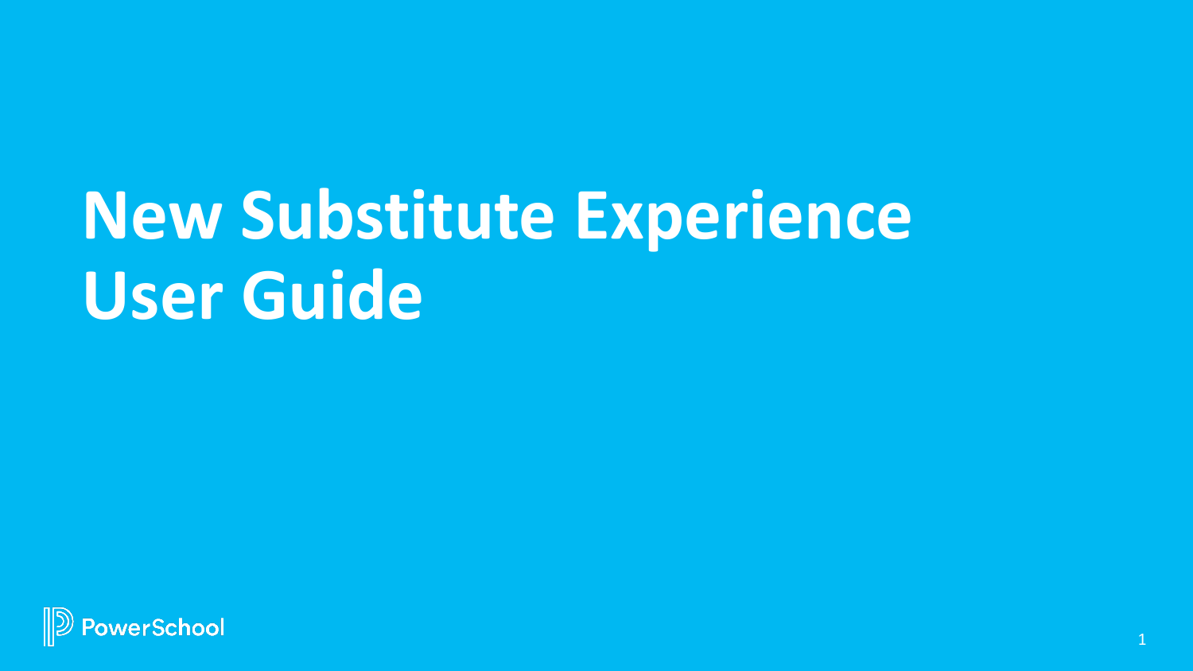# New Substitute Experience User Guide

PowerSchool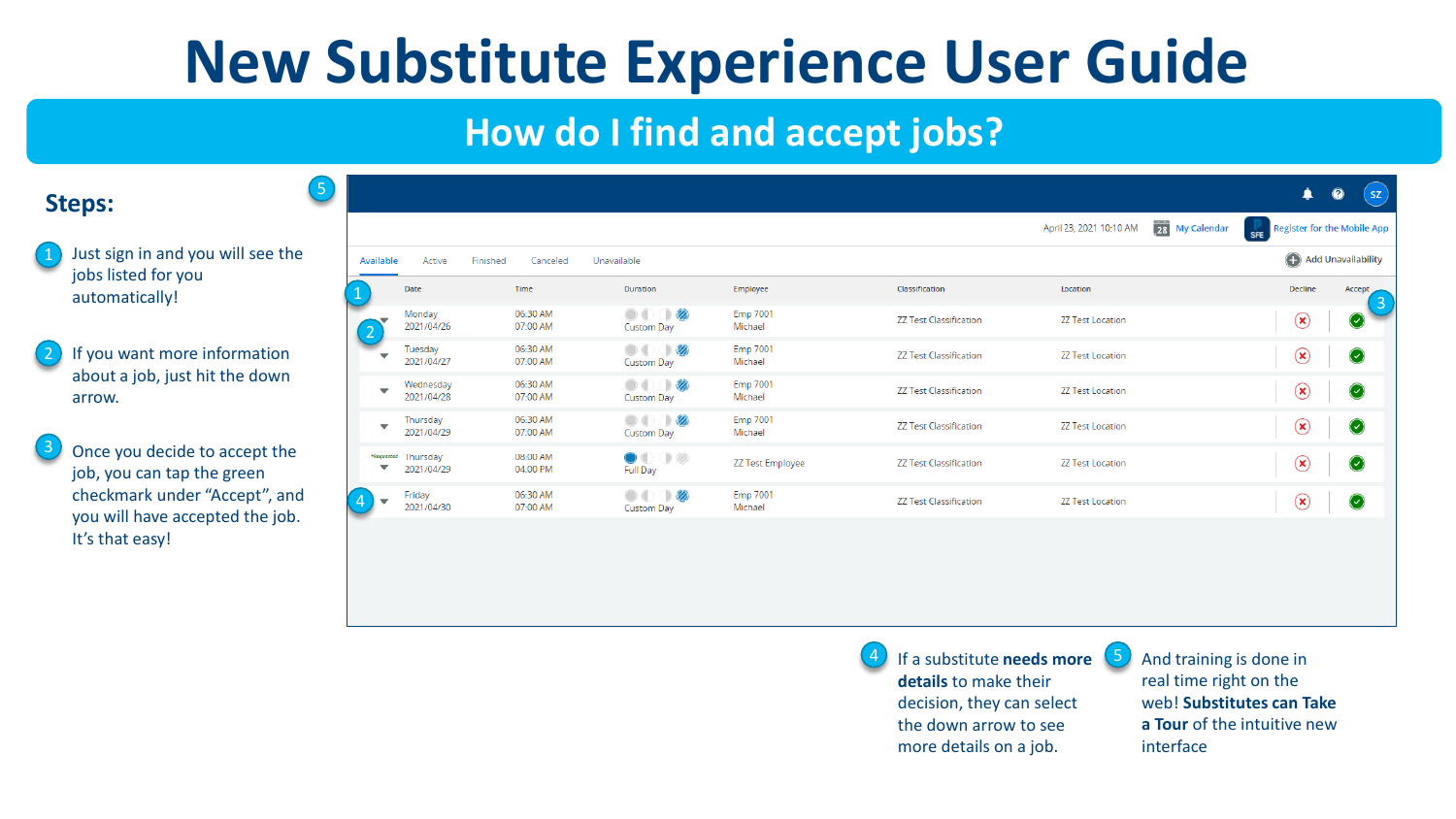# New Substitute Experience User Guide

## How do I find and accept jobs?

### Steps:

1. Just sign in and you will see the jobs listed for you automatically!
2. If you want more information about a job, just hit the down arrow.
3. Once you decide to accept the job, you can tap the green checkmark under "Accept", and you will have accepted the job. It's that easy!

April 23, 2021 10:10 AM | My Calendar | Register for the Mobile App

Available | Active | Finished | Canceled | Unavailable | Add Unavailability

| Date | Time | Duration | Employee | Classification | Location | Decline | Accept |
|---|---|---|---|---|---|---|---|
| Monday 2021/04/26 | 06:30 AM 07:00 AM | Custom Day | Emp 7001 Michael | ZZ Test Classification | ZZ Test Location | | |
| Tuesday 2021/04/27 | 06:30 AM 07:00 AM | Custom Day | Emp 7001 Michael | ZZ Test Classification | ZZ Test Location | | |
| Wednesday 2021/04/28 | 06:30 AM 07:00 AM | Custom Day | Emp 7001 Michael | ZZ Test Classification | ZZ Test Location | | |
| Thursday 2021/04/29 | 06:30 AM 07:00 AM | Custom Day | Emp 7001 Michael | ZZ Test Classification | ZZ Test Location | | |
| *Requested Thursday 2021/04/29 | 08:00 AM 04:00 PM | Full Day | ZZ Test Employee | ZZ Test Classification | ZZ Test Location | | |
| Friday 2021/04/30 | 06:30 AM 07:00 AM | Custom Day | Emp 7001 Michael | ZZ Test Classification | ZZ Test Location | | |

4. If a substitute **needs more details** to make their decision, they can select the down arrow to see more details on a job.
5. And training is done in real time right on the web! **Substitutes can Take a Tour** of the intuitive new interface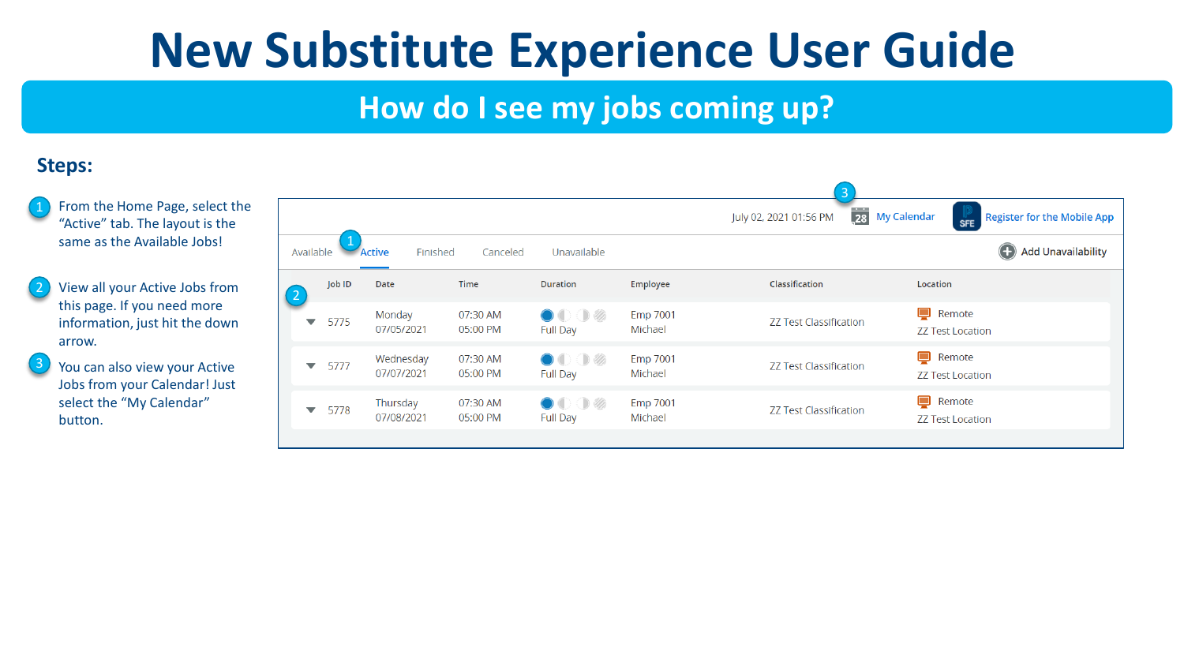# New Substitute Experience User Guide

## How do I see my jobs coming up?

### Steps:

1. From the Home Page, select the "Active" tab. The layout is the same as the Available Jobs!
2. View all your Active Jobs from this page. If you need more information, just hit the down arrow.
3. You can also view your Active Jobs from your Calendar! Just select the "My Calendar" button.

July 02, 2021 01:56 PM | My Calendar | Register for the Mobile App

Available | Active | Finished | Canceled | Unavailable | Add Unavailability

| Job ID | Date | Time | Duration | Employee | Classification | Location |
|---|---|---|---|---|---|---|
| 5775 | Monday 07/05/2021 | 07:30 AM 05:00 PM | Full Day | Emp 7001 Michael | ZZ Test Classification | Remote ZZ Test Location |
| 5777 | Wednesday 07/07/2021 | 07:30 AM 05:00 PM | Full Day | Emp 7001 Michael | ZZ Test Classification | Remote ZZ Test Location |
| 5778 | Thursday 07/08/2021 | 07:30 AM 05:00 PM | Full Day | Emp 7001 Michael | ZZ Test Classification | Remote ZZ Test Location |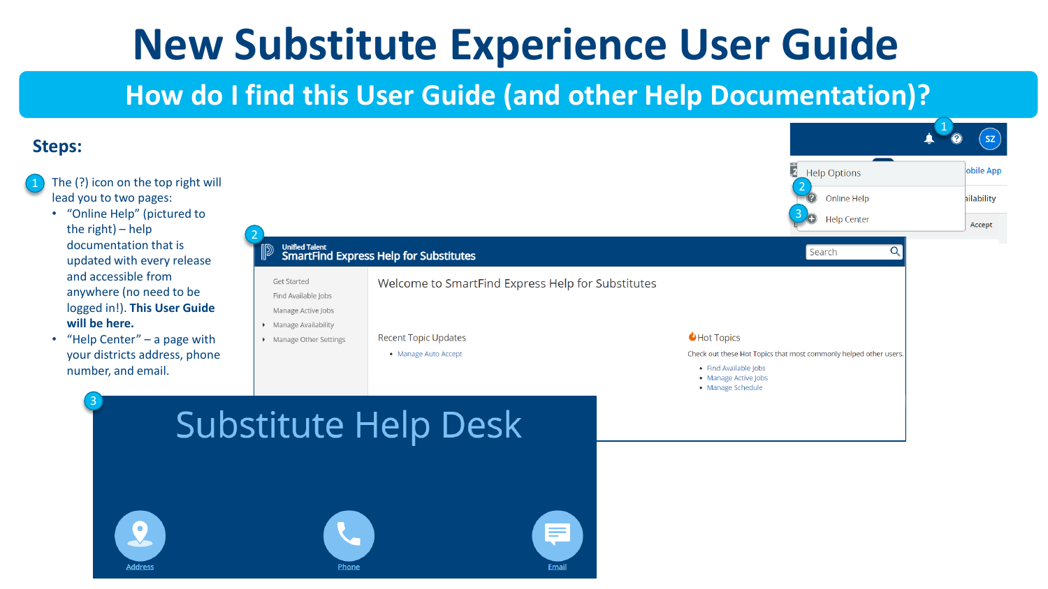# New Substitute Experience User Guide

## How do I find this User Guide (and other Help Documentation)?

### Steps:

1. The (?) icon on the top right will lead you to two pages:
   - "Online Help" (pictured to the right) – help documentation that is updated with every release and accessible from anywhere (no need to be logged in!). **This User Guide will be here.**
   - "Help Center" – a page with your districts address, phone number, and email.

Help Options

2. Online Help

3. Help Center

Unified Talent
SmartFind Express Help for Substitutes

Get Started
Find Available Jobs
Manage Active Jobs
Manage Availability
Manage Other Settings

Welcome to SmartFind Express Help for Substitutes

Recent Topic Updates
- Manage Auto Accept

Hot Topics
Check out these Hot Topics that most commonly helped other users.
- Find Available Jobs
- Manage Active Jobs
- Manage Schedule

Substitute Help Desk

Address    Phone    Email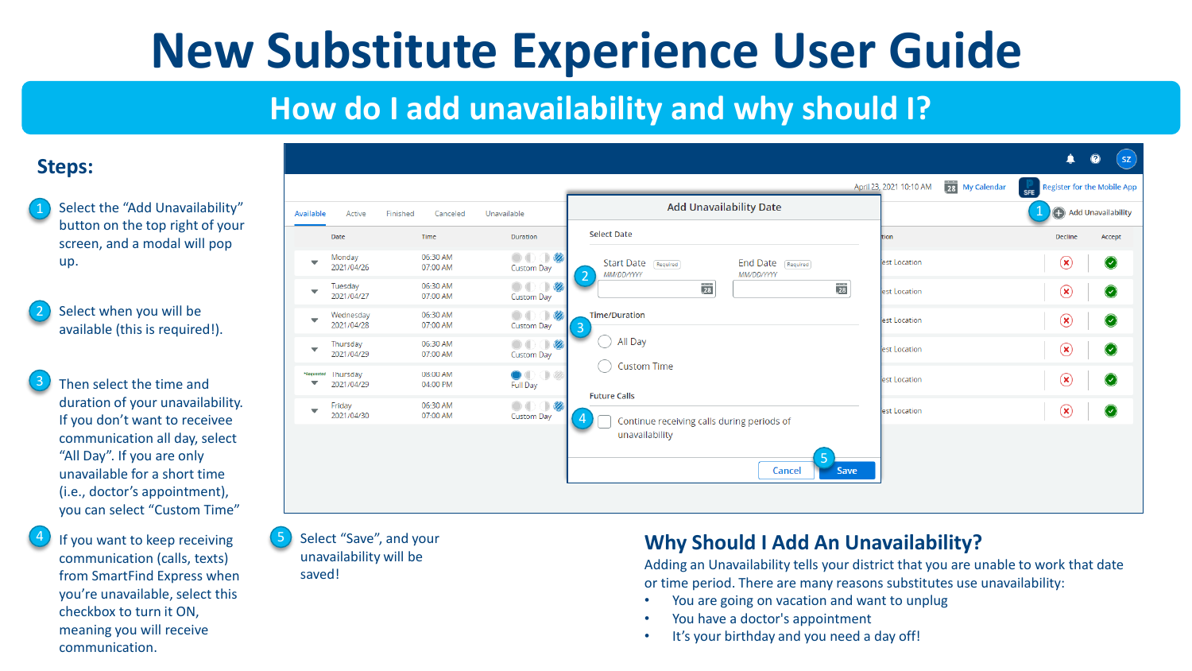# New Substitute Experience User Guide

## How do I add unavailability and why should I?

### Steps:

1. Select the "Add Unavailability" button on the top right of your screen, and a modal will pop up.

2. Select when you will be available (this is required!).

3. Then select the time and duration of your unavailability. If you don't want to receivee communication all day, select "All Day". If you are only unavailable for a short time (i.e., doctor's appointment), you can select "Custom Time"

4. If you want to keep receiving communication (calls, texts) from SmartFind Express when you're unavailable, select this checkbox to turn it ON, meaning you will receive communication.

5. Select "Save", and your unavailability will be saved!

### Why Should I Add An Unavailability?

Adding an Unavailability tells your district that you are unable to work that date or time period. There are many reasons substitutes use unavailability:

- You are going on vacation and want to unplug
- You have a doctor's appointment
- It's your birthday and you need a day off!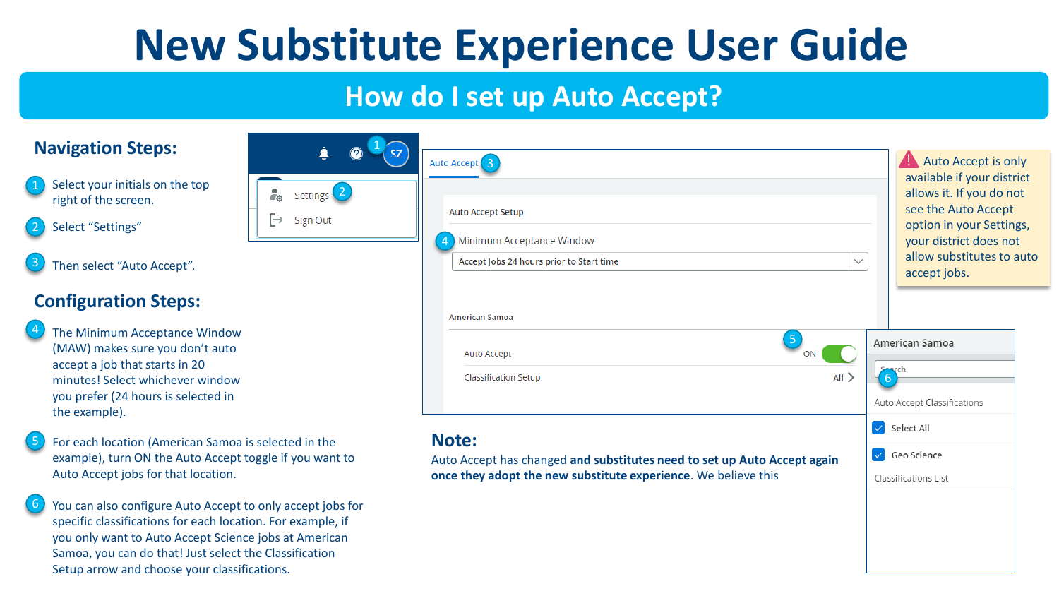# New Substitute Experience User Guide

## How do I set up Auto Accept?

### Navigation Steps:

1. Select your initials on the top right of the screen.
2. Select "Settings"
3. Then select "Auto Accept".

### Configuration Steps:

4. The Minimum Acceptance Window (MAW) makes sure you don't auto accept a job that starts in 20 minutes! Select whichever window you prefer (24 hours is selected in the example).
5. For each location (American Samoa is selected in the example), turn ON the Auto Accept toggle if you want to Auto Accept jobs for that location.
6. You can also configure Auto Accept to only accept jobs for specific classifications for each location. For example, if you only want to Auto Accept Science jobs at American Samoa, you can do that! Just select the Classification Setup arrow and choose your classifications.

SZ

Settings

Sign Out

Auto Accept

Auto Accept Setup

Minimum Acceptance Window

Accept Jobs 24 hours prior to Start time

American Samoa

Auto Accept ON

Classification Setup All

American Samoa

Search

Auto Accept Classifications

Select All

Geo Science

Classifications List

Auto Accept is only available if your district allows it. If you do not see the Auto Accept option in your Settings, your district does not allow substitutes to auto accept jobs.

### Note:

Auto Accept has changed **and substitutes need to set up Auto Accept again once they adopt the new substitute experience**. We believe this